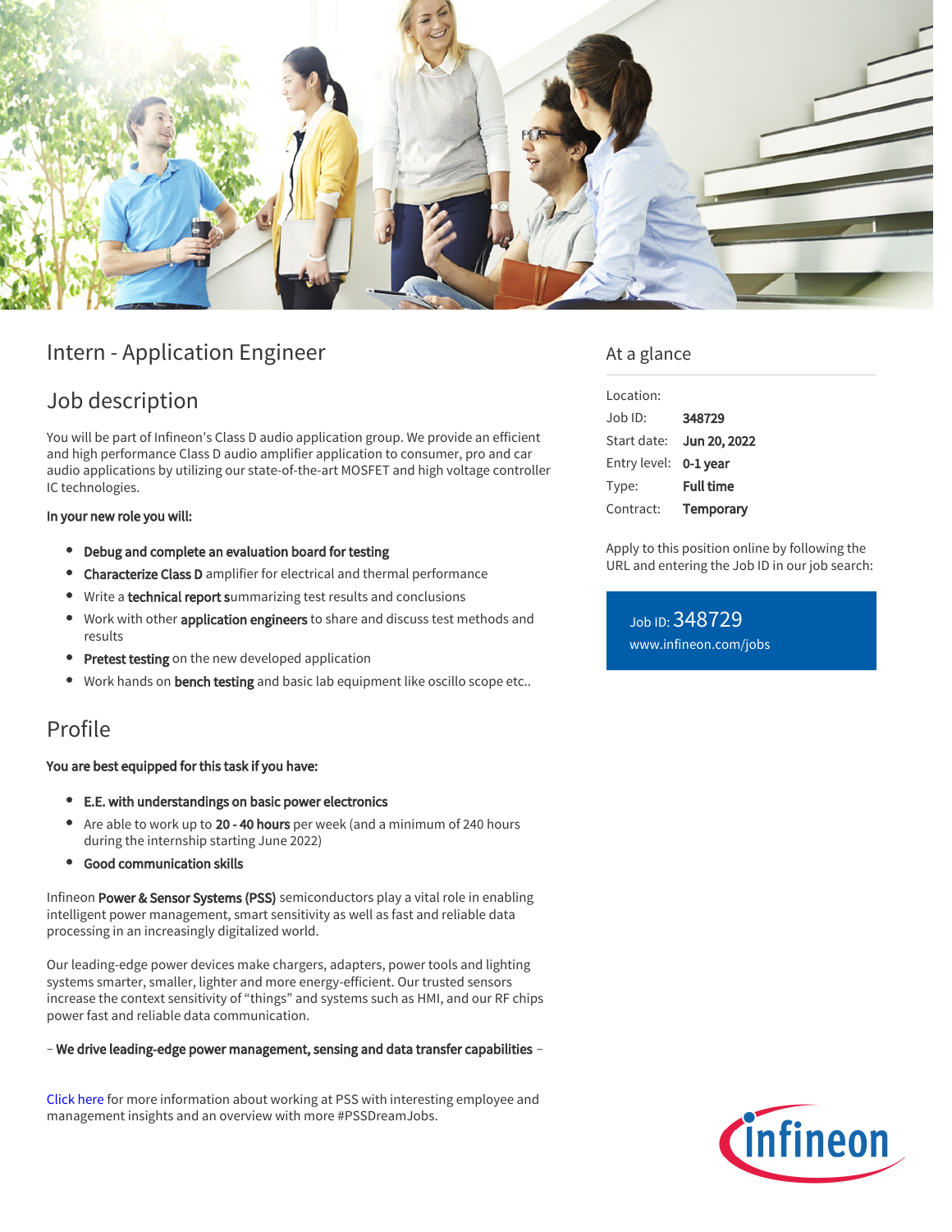# Intern - Application Engineer

## Job description

You will be part of Infineon's Class D audio application group. We provide an efficient and high performance Class D audio amplifier application to consumer, pro and car audio applications by utilizing our state-of-the-art MOSFET and high voltage controller IC technologies.

**In your new role you will:**

- **Debug and complete an evaluation board for testing**
- **Characterize Class D** amplifier for electrical and thermal performance
- Write a **technical report s**ummarizing test results and conclusions
- Work with other **application engineers** to share and discuss test methods and results
- **Pretest testing** on the new developed application
- Work hands on **bench testing** and basic lab equipment like oscillo scope etc..

## Profile

**You are best equipped for this task if you have:**

- **E.E. with understandings on basic power electronics**
- Are able to work up to **20 - 40 hours** per week (and a minimum of 240 hours during the internship starting June 2022)
- **Good communication skills**

Infineon **Power & Sensor Systems (PSS)** semiconductors play a vital role in enabling intelligent power management, smart sensitivity as well as fast and reliable data processing in an increasingly digitalized world.

Our leading-edge power devices make chargers, adapters, power tools and lighting systems smarter, smaller, lighter and more energy-efficient. Our trusted sensors increase the context sensitivity of "things" and systems such as HMI, and our RF chips power fast and reliable data communication.

– **We drive leading-edge power management, sensing and data transfer capabilities** –

Click here for more information about working at PSS with interesting employee and management insights and an overview with more #PSSDreamJobs.

## At a glance

| | |
|---|---|
| Location: | |
| Job ID: | **348729** |
| Start date: | **Jun 20, 2022** |
| Entry level: | **0-1 year** |
| Type: | **Full time** |
| Contract: | **Temporary** |

Apply to this position online by following the URL and entering the Job ID in our job search:

Job ID: 348729
www.infineon.com/jobs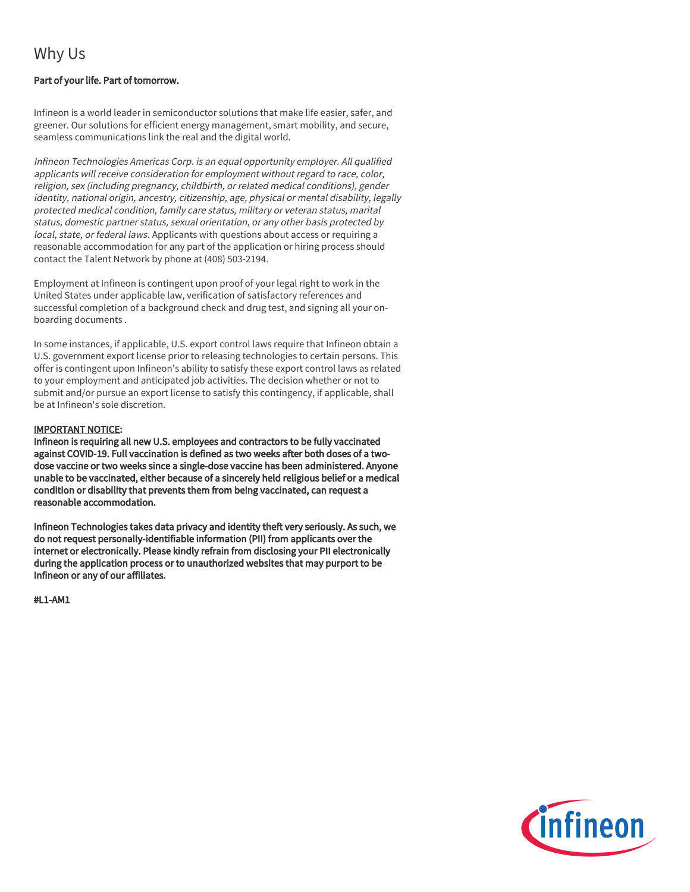# Why Us

**Part of your life. Part of tomorrow.**

Infineon is a world leader in semiconductor solutions that make life easier, safer, and greener. Our solutions for efficient energy management, smart mobility, and secure, seamless communications link the real and the digital world.

*Infineon Technologies Americas Corp. is an equal opportunity employer. All qualified applicants will receive consideration for employment without regard to race, color, religion, sex (including pregnancy, childbirth, or related medical conditions), gender identity, national origin, ancestry, citizenship, age, physical or mental disability, legally protected medical condition, family care status, military or veteran status, marital status, domestic partner status, sexual orientation, or any other basis protected by local, state, or federal laws.* Applicants with questions about access or requiring a reasonable accommodation for any part of the application or hiring process should contact the Talent Network by phone at (408) 503-2194.

Employment at Infineon is contingent upon proof of your legal right to work in the United States under applicable law, verification of satisfactory references and successful completion of a background check and drug test, and signing all your on-boarding documents .

In some instances, if applicable, U.S. export control laws require that Infineon obtain a U.S. government export license prior to releasing technologies to certain persons. This offer is contingent upon Infineon's ability to satisfy these export control laws as related to your employment and anticipated job activities. The decision whether or not to submit and/or pursue an export license to satisfy this contingency, if applicable, shall be at Infineon's sole discretion.

**IMPORTANT NOTICE:**
**Infineon is requiring all new U.S. employees and contractors to be fully vaccinated against COVID-19. Full vaccination is defined as two weeks after both doses of a two-dose vaccine or two weeks since a single-dose vaccine has been administered. Anyone unable to be vaccinated, either because of a sincerely held religious belief or a medical condition or disability that prevents them from being vaccinated, can request a reasonable accommodation.**

**Infineon Technologies takes data privacy and identity theft very seriously. As such, we do not request personally-identifiable information (PII) from applicants over the internet or electronically. Please kindly refrain from disclosing your PII electronically during the application process or to unauthorized websites that may purport to be Infineon or any of our affiliates.**

**#L1-AM1**

infineon